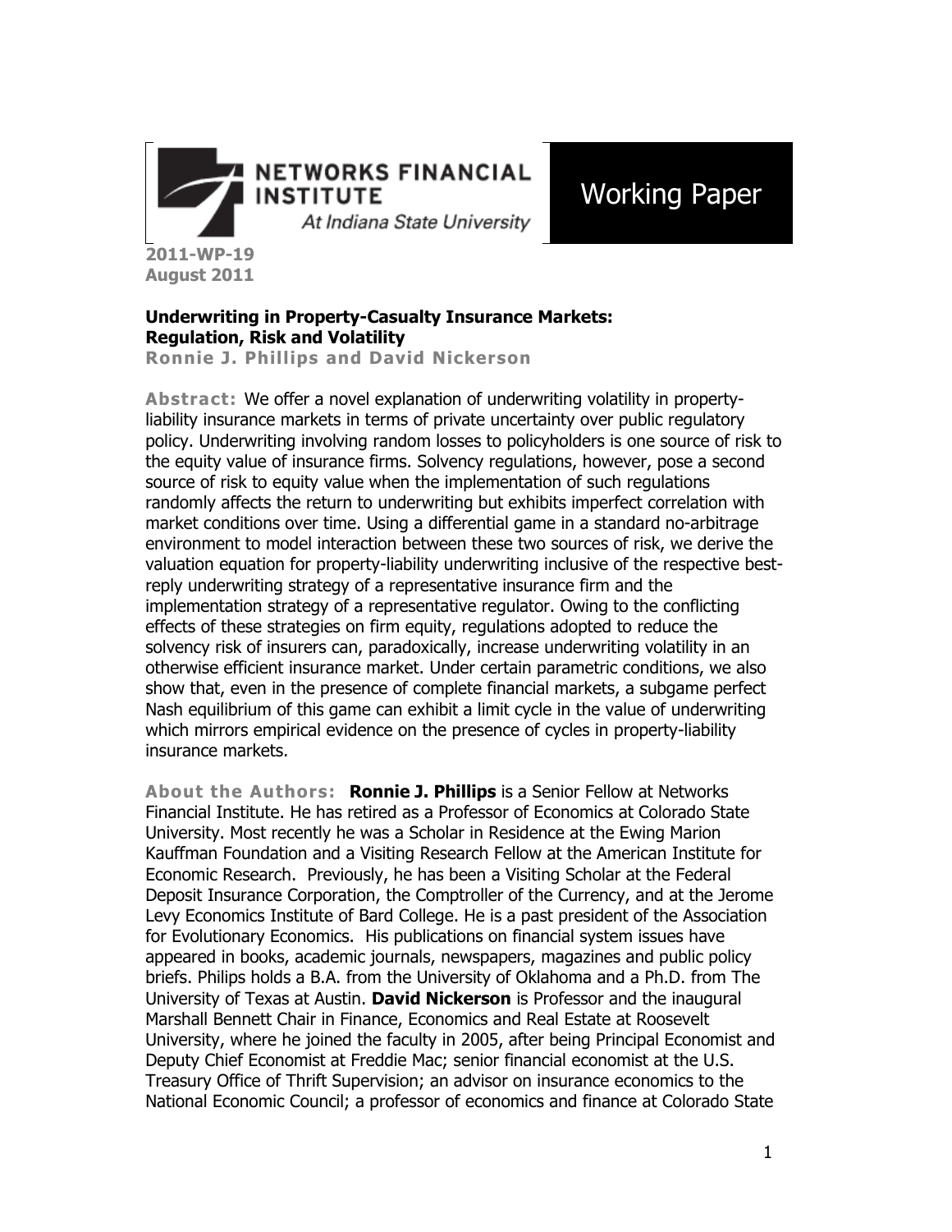NETWORKS FINANCIAL INSTITUTE
At Indiana State University

Working Paper

**2011-WP-19**
**August 2011**

# Underwriting in Property-Casualty Insurance Markets: Regulation, Risk and Volatility

**Ronnie J. Phillips and David Nickerson**

**Abstract:** We offer a novel explanation of underwriting volatility in property-liability insurance markets in terms of private uncertainty over public regulatory policy. Underwriting involving random losses to policyholders is one source of risk to the equity value of insurance firms. Solvency regulations, however, pose a second source of risk to equity value when the implementation of such regulations randomly affects the return to underwriting but exhibits imperfect correlation with market conditions over time. Using a differential game in a standard no-arbitrage environment to model interaction between these two sources of risk, we derive the valuation equation for property-liability underwriting inclusive of the respective best-reply underwriting strategy of a representative insurance firm and the implementation strategy of a representative regulator. Owing to the conflicting effects of these strategies on firm equity, regulations adopted to reduce the solvency risk of insurers can, paradoxically, increase underwriting volatility in an otherwise efficient insurance market. Under certain parametric conditions, we also show that, even in the presence of complete financial markets, a subgame perfect Nash equilibrium of this game can exhibit a limit cycle in the value of underwriting which mirrors empirical evidence on the presence of cycles in property-liability insurance markets.

**About the Authors:** **Ronnie J. Phillips** is a Senior Fellow at Networks Financial Institute. He has retired as a Professor of Economics at Colorado State University. Most recently he was a Scholar in Residence at the Ewing Marion Kauffman Foundation and a Visiting Research Fellow at the American Institute for Economic Research. Previously, he has been a Visiting Scholar at the Federal Deposit Insurance Corporation, the Comptroller of the Currency, and at the Jerome Levy Economics Institute of Bard College. He is a past president of the Association for Evolutionary Economics. His publications on financial system issues have appeared in books, academic journals, newspapers, magazines and public policy briefs. Philips holds a B.A. from the University of Oklahoma and a Ph.D. from The University of Texas at Austin. **David Nickerson** is Professor and the inaugural Marshall Bennett Chair in Finance, Economics and Real Estate at Roosevelt University, where he joined the faculty in 2005, after being Principal Economist and Deputy Chief Economist at Freddie Mac; senior financial economist at the U.S. Treasury Office of Thrift Supervision; an advisor on insurance economics to the National Economic Council; a professor of economics and finance at Colorado State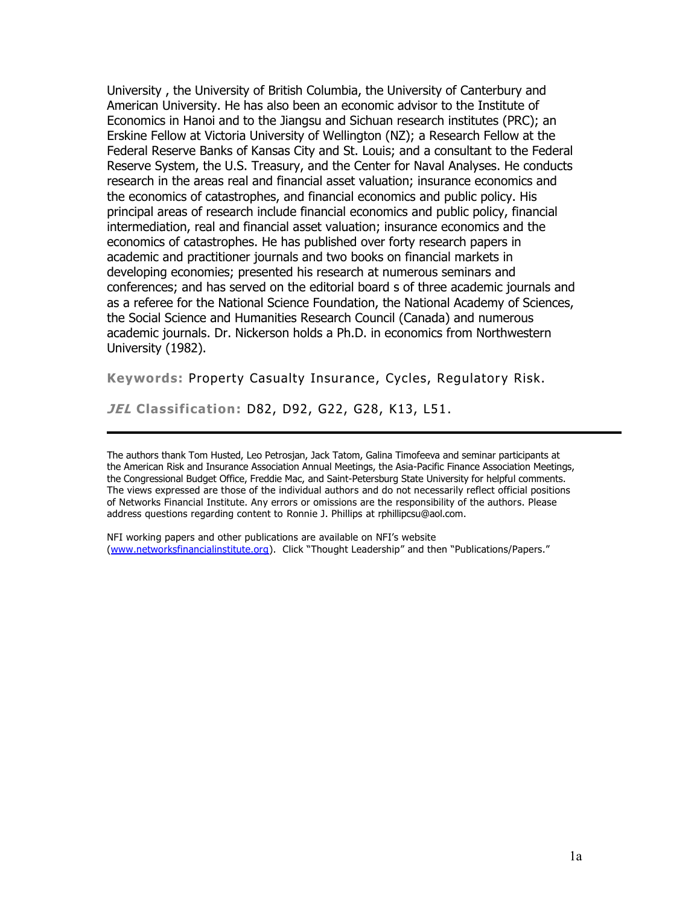University , the University of British Columbia, the University of Canterbury and American University. He has also been an economic advisor to the Institute of Economics in Hanoi and to the Jiangsu and Sichuan research institutes (PRC); an Erskine Fellow at Victoria University of Wellington (NZ); a Research Fellow at the Federal Reserve Banks of Kansas City and St. Louis; and a consultant to the Federal Reserve System, the U.S. Treasury, and the Center for Naval Analyses. He conducts research in the areas real and financial asset valuation; insurance economics and the economics of catastrophes, and financial economics and public policy. His principal areas of research include financial economics and public policy, financial intermediation, real and financial asset valuation; insurance economics and the economics of catastrophes. He has published over forty research papers in academic and practitioner journals and two books on financial markets in developing economies; presented his research at numerous seminars and conferences; and has served on the editorial board s of three academic journals and as a referee for the National Science Foundation, the National Academy of Sciences, the Social Science and Humanities Research Council (Canada) and numerous academic journals. Dr. Nickerson holds a Ph.D. in economics from Northwestern University (1982).

**Keywords:** Property Casualty Insurance, Cycles, Regulatory Risk.

***JEL* Classification:** D82, D92, G22, G28, K13, L51.

---

The authors thank Tom Husted, Leo Petrosjan, Jack Tatom, Galina Timofeeva and seminar participants at the American Risk and Insurance Association Annual Meetings, the Asia-Pacific Finance Association Meetings, the Congressional Budget Office, Freddie Mac, and Saint-Petersburg State University for helpful comments. The views expressed are those of the individual authors and do not necessarily reflect official positions of Networks Financial Institute. Any errors or omissions are the responsibility of the authors. Please address questions regarding content to Ronnie J. Phillips at rphillipcsu@aol.com.

NFI working papers and other publications are available on NFI's website (www.networksfinancialinstitute.org). Click "Thought Leadership" and then "Publications/Papers."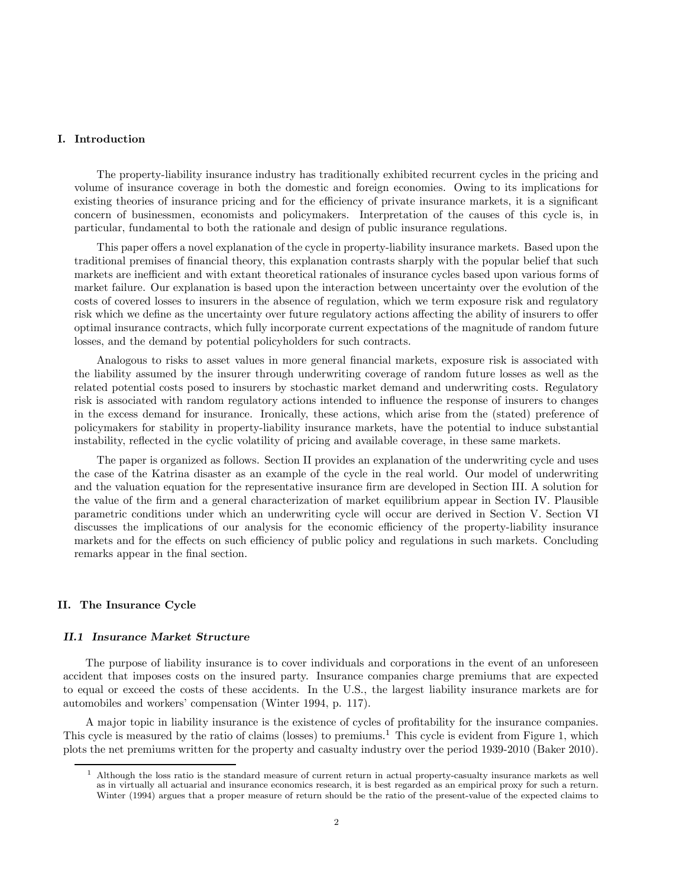## I. Introduction

The property-liability insurance industry has traditionally exhibited recurrent cycles in the pricing and volume of insurance coverage in both the domestic and foreign economies. Owing to its implications for existing theories of insurance pricing and for the efficiency of private insurance markets, it is a significant concern of businessmen, economists and policymakers. Interpretation of the causes of this cycle is, in particular, fundamental to both the rationale and design of public insurance regulations.

This paper offers a novel explanation of the cycle in property-liability insurance markets. Based upon the traditional premises of financial theory, this explanation contrasts sharply with the popular belief that such markets are inefficient and with extant theoretical rationales of insurance cycles based upon various forms of market failure. Our explanation is based upon the interaction between uncertainty over the evolution of the costs of covered losses to insurers in the absence of regulation, which we term exposure risk and regulatory risk which we define as the uncertainty over future regulatory actions affecting the ability of insurers to offer optimal insurance contracts, which fully incorporate current expectations of the magnitude of random future losses, and the demand by potential policyholders for such contracts.

Analogous to risks to asset values in more general financial markets, exposure risk is associated with the liability assumed by the insurer through underwriting coverage of random future losses as well as the related potential costs posed to insurers by stochastic market demand and underwriting costs. Regulatory risk is associated with random regulatory actions intended to influence the response of insurers to changes in the excess demand for insurance. Ironically, these actions, which arise from the (stated) preference of policymakers for stability in property-liability insurance markets, have the potential to induce substantial instability, reflected in the cyclic volatility of pricing and available coverage, in these same markets.

The paper is organized as follows. Section II provides an explanation of the underwriting cycle and uses the case of the Katrina disaster as an example of the cycle in the real world. Our model of underwriting and the valuation equation for the representative insurance firm are developed in Section III. A solution for the value of the firm and a general characterization of market equilibrium appear in Section IV. Plausible parametric conditions under which an underwriting cycle will occur are derived in Section V. Section VI discusses the implications of our analysis for the economic efficiency of the property-liability insurance markets and for the effects on such efficiency of public policy and regulations in such markets. Concluding remarks appear in the final section.

## II. The Insurance Cycle

### *II.1 Insurance Market Structure*

The purpose of liability insurance is to cover individuals and corporations in the event of an unforeseen accident that imposes costs on the insured party. Insurance companies charge premiums that are expected to equal or exceed the costs of these accidents. In the U.S., the largest liability insurance markets are for automobiles and workers' compensation (Winter 1994, p. 117).

A major topic in liability insurance is the existence of cycles of profitability for the insurance companies. This cycle is measured by the ratio of claims (losses) to premiums.[1] This cycle is evident from Figure 1, which plots the net premiums written for the property and casualty industry over the period 1939-2010 (Baker 2010).

[1] Although the loss ratio is the standard measure of current return in actual property-casualty insurance markets as well as in virtually all actuarial and insurance economics research, it is best regarded as an empirical proxy for such a return. Winter (1994) argues that a proper measure of return should be the ratio of the present-value of the expected claims to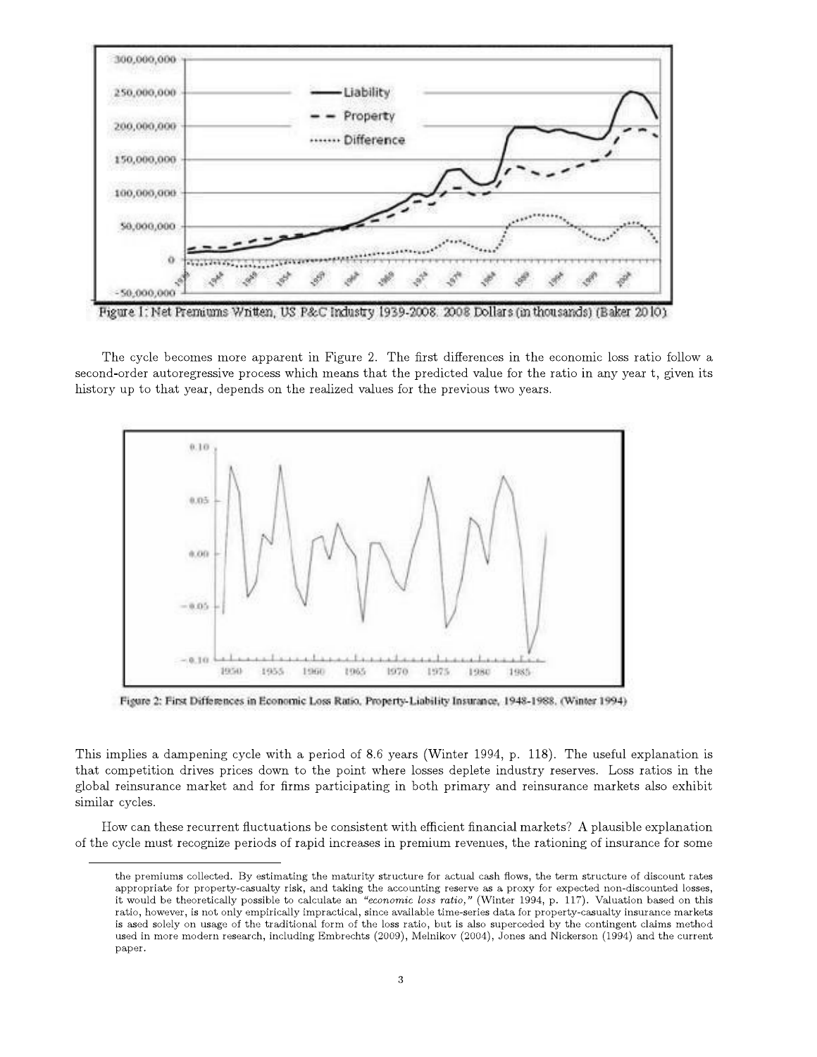Figure 1: Net Premiums Written, US P&C Industry 1939-2008. 2008 Dollars (in thousands) (Baker 2010)

The cycle becomes more apparent in Figure 2. The first differences in the economic loss ratio follow a second-order autoregressive process which means that the predicted value for the ratio in any year t, given its history up to that year, depends on the realized values for the previous two years.

Figure 2: First Differences in Economic Loss Ratio, Property-Liability Insurance, 1948-1988. (Winter 1994)

This implies a dampening cycle with a period of 8.6 years (Winter 1994, p. 118). The useful explanation is that competition drives prices down to the point where losses deplete industry reserves. Loss ratios in the global reinsurance market and for firms participating in both primary and reinsurance markets also exhibit similar cycles.

How can these recurrent fluctuations be consistent with efficient financial markets? A plausible explanation of the cycle must recognize periods of rapid increases in premium revenues, the rationing of insurance for some

---

the premiums collected. By estimating the maturity structure for actual cash flows, the term structure of discount rates appropriate for property-casualty risk, and taking the accounting reserve as a proxy for expected non-discounted losses, it would be theoretically possible to calculate an *"economic loss ratio,"* (Winter 1994, p. 117). Valuation based on this ratio, however, is not only empirically impractical, since available time-series data for property-casualty insurance markets is ased solely on usage of the traditional form of the loss ratio, but is also superceded by the contingent claims method used in more modern research, including Embrechts (2009), Melnikov (2004), Jones and Nickerson (1994) and the current paper.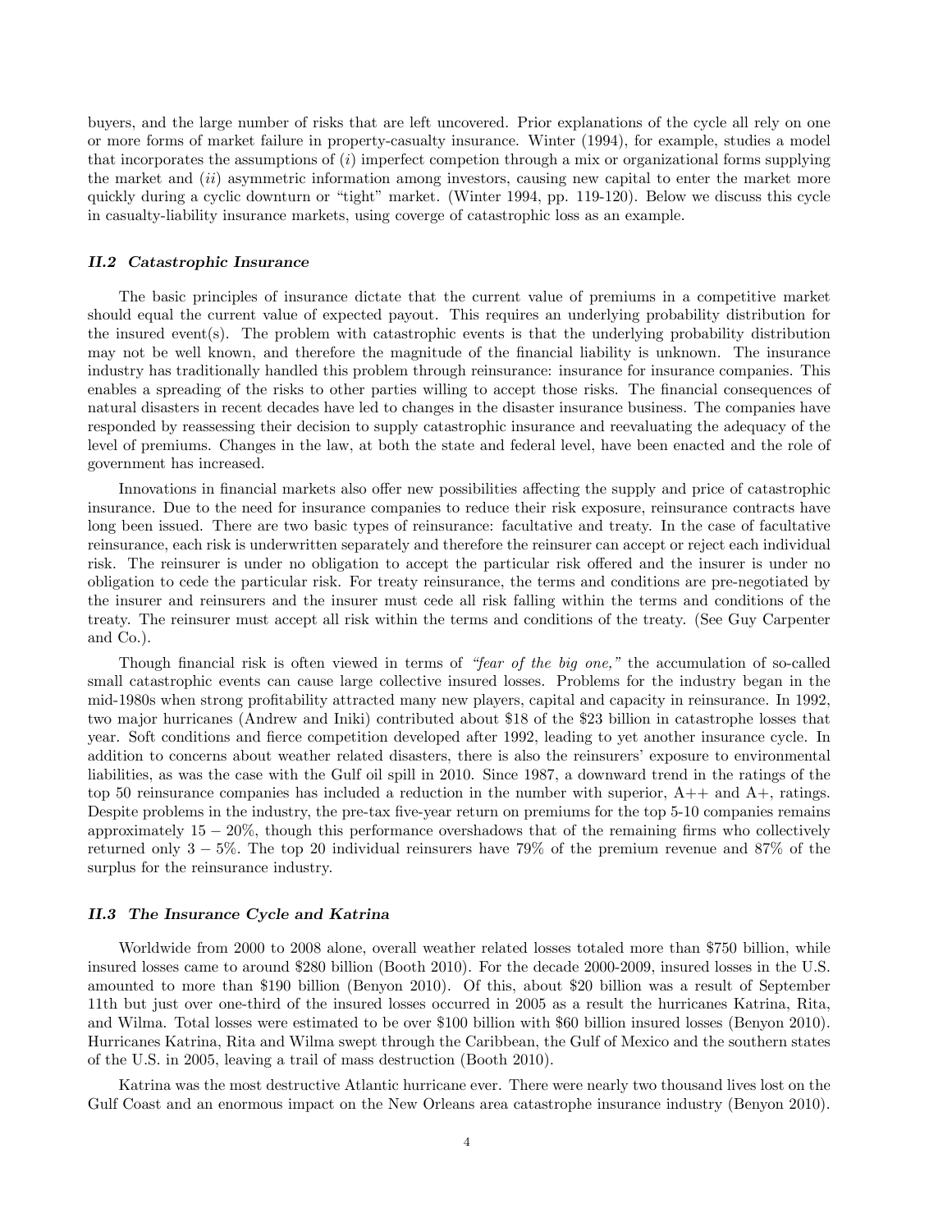buyers, and the large number of risks that are left uncovered. Prior explanations of the cycle all rely on one or more forms of market failure in property-casualty insurance. Winter (1994), for example, studies a model that incorporates the assumptions of (*i*) imperfect competion through a mix or organizational forms supplying the market and (*ii*) asymmetric information among investors, causing new capital to enter the market more quickly during a cyclic downturn or "tight" market. (Winter 1994, pp. 119-120). Below we discuss this cycle in casualty-liability insurance markets, using coverge of catastrophic loss as an example.

### *II.2 Catastrophic Insurance*

The basic principles of insurance dictate that the current value of premiums in a competitive market should equal the current value of expected payout. This requires an underlying probability distribution for the insured event(s). The problem with catastrophic events is that the underlying probability distribution may not be well known, and therefore the magnitude of the financial liability is unknown. The insurance industry has traditionally handled this problem through reinsurance: insurance for insurance companies. This enables a spreading of the risks to other parties willing to accept those risks. The financial consequences of natural disasters in recent decades have led to changes in the disaster insurance business. The companies have responded by reassessing their decision to supply catastrophic insurance and reevaluating the adequacy of the level of premiums. Changes in the law, at both the state and federal level, have been enacted and the role of government has increased.

Innovations in financial markets also offer new possibilities affecting the supply and price of catastrophic insurance. Due to the need for insurance companies to reduce their risk exposure, reinsurance contracts have long been issued. There are two basic types of reinsurance: facultative and treaty. In the case of facultative reinsurance, each risk is underwritten separately and therefore the reinsurer can accept or reject each individual risk. The reinsurer is under no obligation to accept the particular risk offered and the insurer is under no obligation to cede the particular risk. For treaty reinsurance, the terms and conditions are pre-negotiated by the insurer and reinsurers and the insurer must cede all risk falling within the terms and conditions of the treaty. The reinsurer must accept all risk within the terms and conditions of the treaty. (See Guy Carpenter and Co.).

Though financial risk is often viewed in terms of *"fear of the big one,"* the accumulation of so-called small catastrophic events can cause large collective insured losses. Problems for the industry began in the mid-1980s when strong profitability attracted many new players, capital and capacity in reinsurance. In 1992, two major hurricanes (Andrew and Iniki) contributed about $18 of the $23 billion in catastrophe losses that year. Soft conditions and fierce competition developed after 1992, leading to yet another insurance cycle. In addition to concerns about weather related disasters, there is also the reinsurers' exposure to environmental liabilities, as was the case with the Gulf oil spill in 2010. Since 1987, a downward trend in the ratings of the top 50 reinsurance companies has included a reduction in the number with superior, A++ and A+, ratings. Despite problems in the industry, the pre-tax five-year return on premiums for the top 5-10 companies remains approximately $15-20\%$, though this performance overshadows that of the remaining firms who collectively returned only $3-5\%$. The top 20 individual reinsurers have 79% of the premium revenue and 87% of the surplus for the reinsurance industry.

### *II.3 The Insurance Cycle and Katrina*

Worldwide from 2000 to 2008 alone, overall weather related losses totaled more than $750 billion, while insured losses came to around $280 billion (Booth 2010). For the decade 2000-2009, insured losses in the U.S. amounted to more than $190 billion (Benyon 2010). Of this, about $20 billion was a result of September 11th but just over one-third of the insured losses occurred in 2005 as a result the hurricanes Katrina, Rita, and Wilma. Total losses were estimated to be over $100 billion with $60 billion insured losses (Benyon 2010). Hurricanes Katrina, Rita and Wilma swept through the Caribbean, the Gulf of Mexico and the southern states of the U.S. in 2005, leaving a trail of mass destruction (Booth 2010).

Katrina was the most destructive Atlantic hurricane ever. There were nearly two thousand lives lost on the Gulf Coast and an enormous impact on the New Orleans area catastrophe insurance industry (Benyon 2010).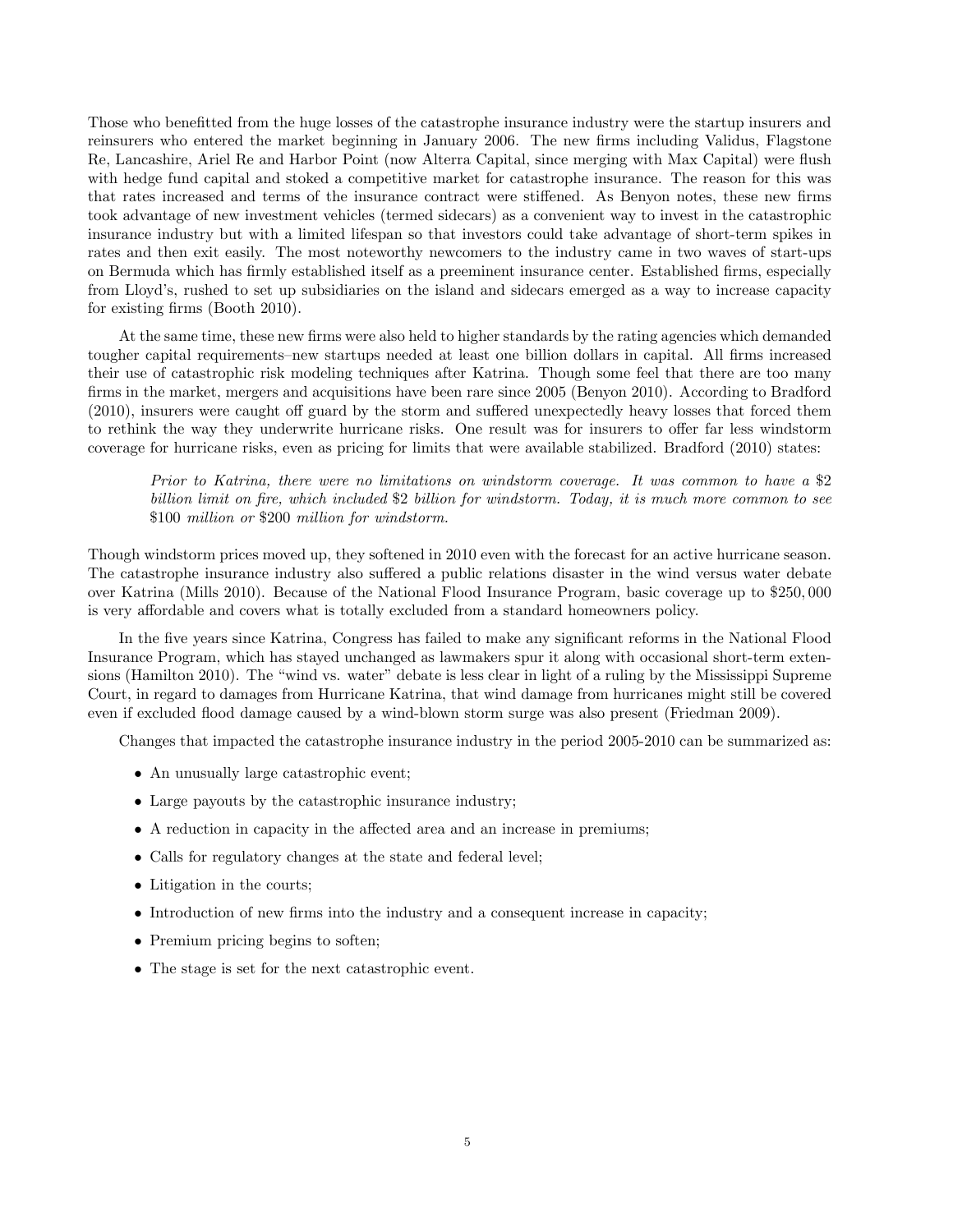Those who benefitted from the huge losses of the catastrophe insurance industry were the startup insurers and reinsurers who entered the market beginning in January 2006. The new firms including Validus, Flagstone Re, Lancashire, Ariel Re and Harbor Point (now Alterra Capital, since merging with Max Capital) were flush with hedge fund capital and stoked a competitive market for catastrophe insurance. The reason for this was that rates increased and terms of the insurance contract were stiffened. As Benyon notes, these new firms took advantage of new investment vehicles (termed sidecars) as a convenient way to invest in the catastrophic insurance industry but with a limited lifespan so that investors could take advantage of short-term spikes in rates and then exit easily. The most noteworthy newcomers to the industry came in two waves of start-ups on Bermuda which has firmly established itself as a preeminent insurance center. Established firms, especially from Lloyd's, rushed to set up subsidiaries on the island and sidecars emerged as a way to increase capacity for existing firms (Booth 2010).

At the same time, these new firms were also held to higher standards by the rating agencies which demanded tougher capital requirements–new startups needed at least one billion dollars in capital. All firms increased their use of catastrophic risk modeling techniques after Katrina. Though some feel that there are too many firms in the market, mergers and acquisitions have been rare since 2005 (Benyon 2010). According to Bradford (2010), insurers were caught off guard by the storm and suffered unexpectedly heavy losses that forced them to rethink the way they underwrite hurricane risks. One result was for insurers to offer far less windstorm coverage for hurricane risks, even as pricing for limits that were available stabilized. Bradford (2010) states:

> *Prior to Katrina, there were no limitations on windstorm coverage. It was common to have a* \$2 *billion limit on fire, which included* \$2 *billion for windstorm. Today, it is much more common to see* \$100 *million or* \$200 *million for windstorm.*

Though windstorm prices moved up, they softened in 2010 even with the forecast for an active hurricane season. The catastrophe insurance industry also suffered a public relations disaster in the wind versus water debate over Katrina (Mills 2010). Because of the National Flood Insurance Program, basic coverage up to \$250,000 is very affordable and covers what is totally excluded from a standard homeowners policy.

In the five years since Katrina, Congress has failed to make any significant reforms in the National Flood Insurance Program, which has stayed unchanged as lawmakers spur it along with occasional short-term extensions (Hamilton 2010). The "wind vs. water" debate is less clear in light of a ruling by the Mississippi Supreme Court, in regard to damages from Hurricane Katrina, that wind damage from hurricanes might still be covered even if excluded flood damage caused by a wind-blown storm surge was also present (Friedman 2009).

Changes that impacted the catastrophe insurance industry in the period 2005-2010 can be summarized as:

- An unusually large catastrophic event;
- Large payouts by the catastrophic insurance industry;
- A reduction in capacity in the affected area and an increase in premiums;
- Calls for regulatory changes at the state and federal level;
- Litigation in the courts;
- Introduction of new firms into the industry and a consequent increase in capacity;
- Premium pricing begins to soften;
- The stage is set for the next catastrophic event.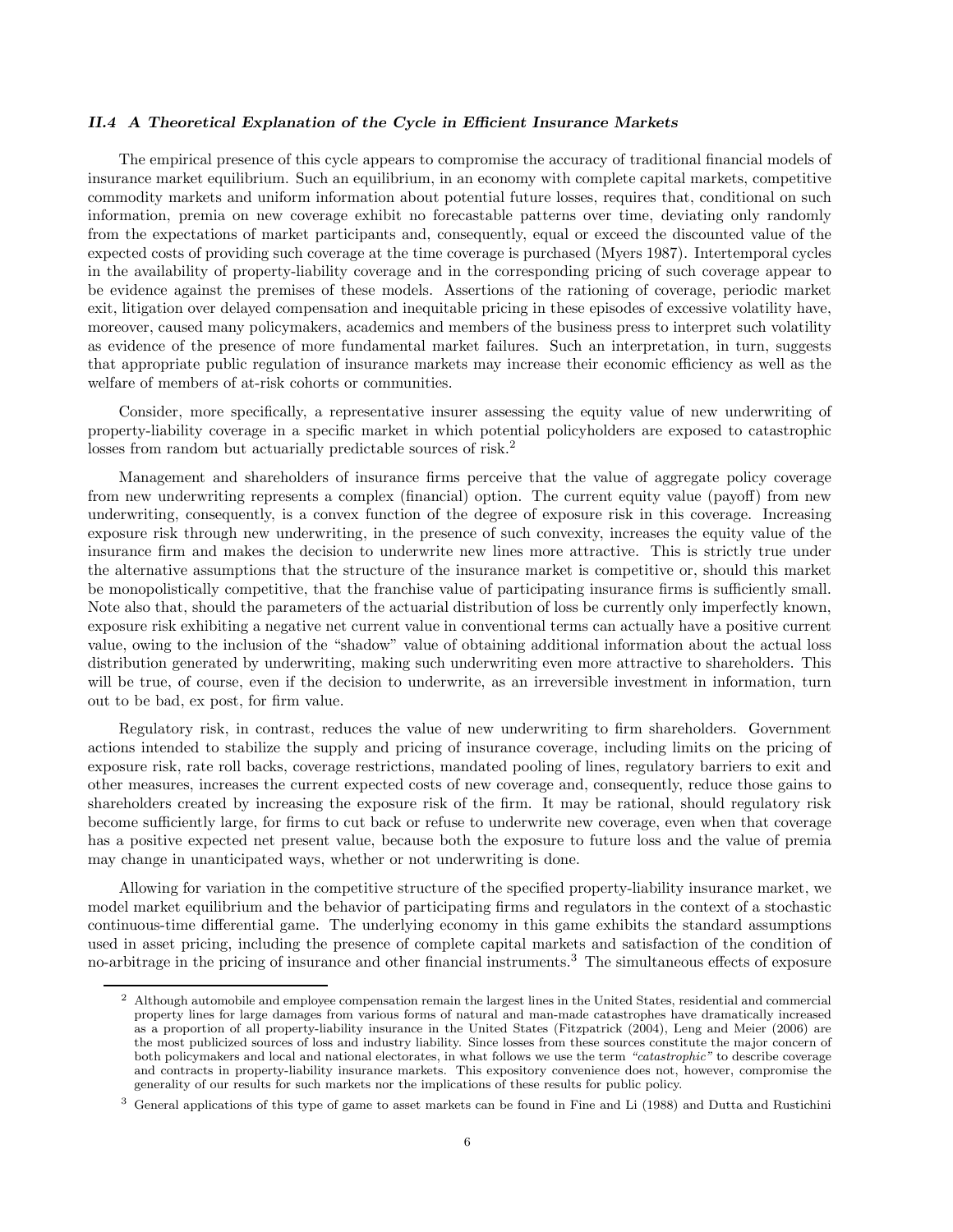### *II.4 A Theoretical Explanation of the Cycle in Efficient Insurance Markets*

The empirical presence of this cycle appears to compromise the accuracy of traditional financial models of insurance market equilibrium. Such an equilibrium, in an economy with complete capital markets, competitive commodity markets and uniform information about potential future losses, requires that, conditional on such information, premia on new coverage exhibit no forecastable patterns over time, deviating only randomly from the expectations of market participants and, consequently, equal or exceed the discounted value of the expected costs of providing such coverage at the time coverage is purchased (Myers 1987). Intertemporal cycles in the availability of property-liability coverage and in the corresponding pricing of such coverage appear to be evidence against the premises of these models. Assertions of the rationing of coverage, periodic market exit, litigation over delayed compensation and inequitable pricing in these episodes of excessive volatility have, moreover, caused many policymakers, academics and members of the business press to interpret such volatility as evidence of the presence of more fundamental market failures. Such an interpretation, in turn, suggests that appropriate public regulation of insurance markets may increase their economic efficiency as well as the welfare of members of at-risk cohorts or communities.

Consider, more specifically, a representative insurer assessing the equity value of new underwriting of property-liability coverage in a specific market in which potential policyholders are exposed to catastrophic losses from random but actuarially predictable sources of risk.[2]

Management and shareholders of insurance firms perceive that the value of aggregate policy coverage from new underwriting represents a complex (financial) option. The current equity value (payoff) from new underwriting, consequently, is a convex function of the degree of exposure risk in this coverage. Increasing exposure risk through new underwriting, in the presence of such convexity, increases the equity value of the insurance firm and makes the decision to underwrite new lines more attractive. This is strictly true under the alternative assumptions that the structure of the insurance market is competitive or, should this market be monopolistically competitive, that the franchise value of participating insurance firms is sufficiently small. Note also that, should the parameters of the actuarial distribution of loss be currently only imperfectly known, exposure risk exhibiting a negative net current value in conventional terms can actually have a positive current value, owing to the inclusion of the "shadow" value of obtaining additional information about the actual loss distribution generated by underwriting, making such underwriting even more attractive to shareholders. This will be true, of course, even if the decision to underwrite, as an irreversible investment in information, turn out to be bad, ex post, for firm value.

Regulatory risk, in contrast, reduces the value of new underwriting to firm shareholders. Government actions intended to stabilize the supply and pricing of insurance coverage, including limits on the pricing of exposure risk, rate roll backs, coverage restrictions, mandated pooling of lines, regulatory barriers to exit and other measures, increases the current expected costs of new coverage and, consequently, reduce those gains to shareholders created by increasing the exposure risk of the firm. It may be rational, should regulatory risk become sufficiently large, for firms to cut back or refuse to underwrite new coverage, even when that coverage has a positive expected net present value, because both the exposure to future loss and the value of premia may change in unanticipated ways, whether or not underwriting is done.

Allowing for variation in the competitive structure of the specified property-liability insurance market, we model market equilibrium and the behavior of participating firms and regulators in the context of a stochastic continuous-time differential game. The underlying economy in this game exhibits the standard assumptions used in asset pricing, including the presence of complete capital markets and satisfaction of the condition of no-arbitrage in the pricing of insurance and other financial instruments.[3] The simultaneous effects of exposure

[2] Although automobile and employee compensation remain the largest lines in the United States, residential and commercial property lines for large damages from various forms of natural and man-made catastrophes have dramatically increased as a proportion of all property-liability insurance in the United States (Fitzpatrick (2004), Leng and Meier (2006) are the most publicized sources of loss and industry liability. Since losses from these sources constitute the major concern of both policymakers and local and national electorates, in what follows we use the term *"catastrophic"* to describe coverage and contracts in property-liability insurance markets. This expository convenience does not, however, compromise the generality of our results for such markets nor the implications of these results for public policy.

[3] General applications of this type of game to asset markets can be found in Fine and Li (1988) and Dutta and Rustichini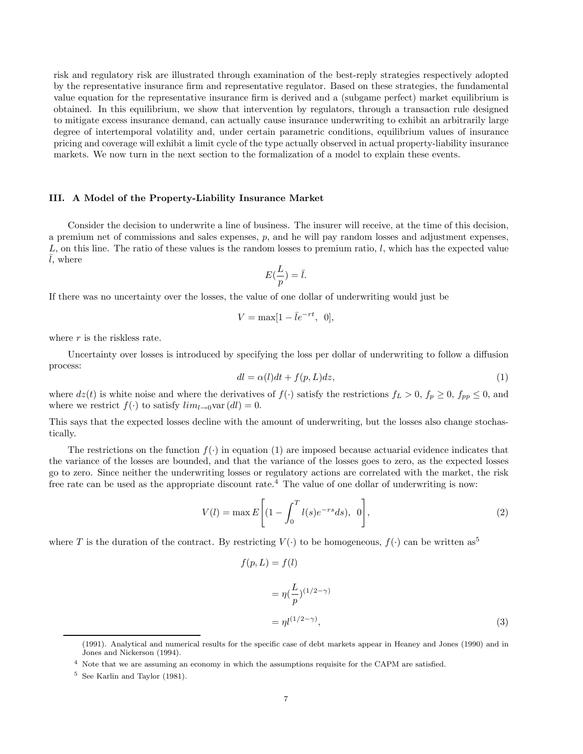risk and regulatory risk are illustrated through examination of the best-reply strategies respectively adopted by the representative insurance firm and representative regulator. Based on these strategies, the fundamental value equation for the representative insurance firm is derived and a (subgame perfect) market equilibrium is obtained. In this equilibrium, we show that intervention by regulators, through a transaction rule designed to mitigate excess insurance demand, can actually cause insurance underwriting to exhibit an arbitrarily large degree of intertemporal volatility and, under certain parametric conditions, equilibrium values of insurance pricing and coverage will exhibit a limit cycle of the type actually observed in actual property-liability insurance markets. We now turn in the next section to the formalization of a model to explain these events.

### III. A Model of the Property-Liability Insurance Market

Consider the decision to underwrite a line of business. The insurer will receive, at the time of this decision, a premium net of commissions and sales expenses, $p$, and he will pay random losses and adjustment expenses, $L$, on this line. The ratio of these values is the random losses to premium ratio, $l$, which has the expected value $\bar{l}$, where

$$E(\frac{L}{p}) = \bar{l}.$$

If there was no uncertainty over the losses, the value of one dollar of underwriting would just be

$$V = \max[1 - \bar{l}e^{-rt},\ 0],$$

where $r$ is the riskless rate.

Uncertainty over losses is introduced by specifying the loss per dollar of underwriting to follow a diffusion process:

$$dl = \alpha(l)dt + f(p, L)dz, \tag{1}$$

where $dz(t)$ is white noise and where the derivatives of $f(\cdot)$ satisfy the restrictions $f_L > 0$, $f_p \geq 0$, $f_{pp} \leq 0$, and where we restrict $f(\cdot)$ to satisfy $lim_{l \to 0} \text{var}\,(dl) = 0$.

This says that the expected losses decline with the amount of underwriting, but the losses also change stochastically.

The restrictions on the function $f(\cdot)$ in equation (1) are imposed because actuarial evidence indicates that the variance of the losses are bounded, and that the variance of the losses goes to zero, as the expected losses go to zero. Since neither the underwriting losses or regulatory actions are correlated with the market, the risk free rate can be used as the appropriate discount rate.[4] The value of one dollar of underwriting is now:

$$V(l) = \max E\left[(1 - \int_0^T l(s)e^{-rs}ds),\ 0\right], \tag{2}$$

where $T$ is the duration of the contract. By restricting $V(\cdot)$ to be homogeneous, $f(\cdot)$ can be written as[5]

$$\begin{aligned} f(p, L) &= f(l) \\ &= \eta(\frac{L}{p})^{(1/2-\gamma)} \\ &= \eta l^{(1/2-\gamma)}, \end{aligned} \tag{3}$$

(1991). Analytical and numerical results for the specific case of debt markets appear in Heaney and Jones (1990) and in Jones and Nickerson (1994).

[4] Note that we are assuming an economy in which the assumptions requisite for the CAPM are satisfied.

[5] See Karlin and Taylor (1981).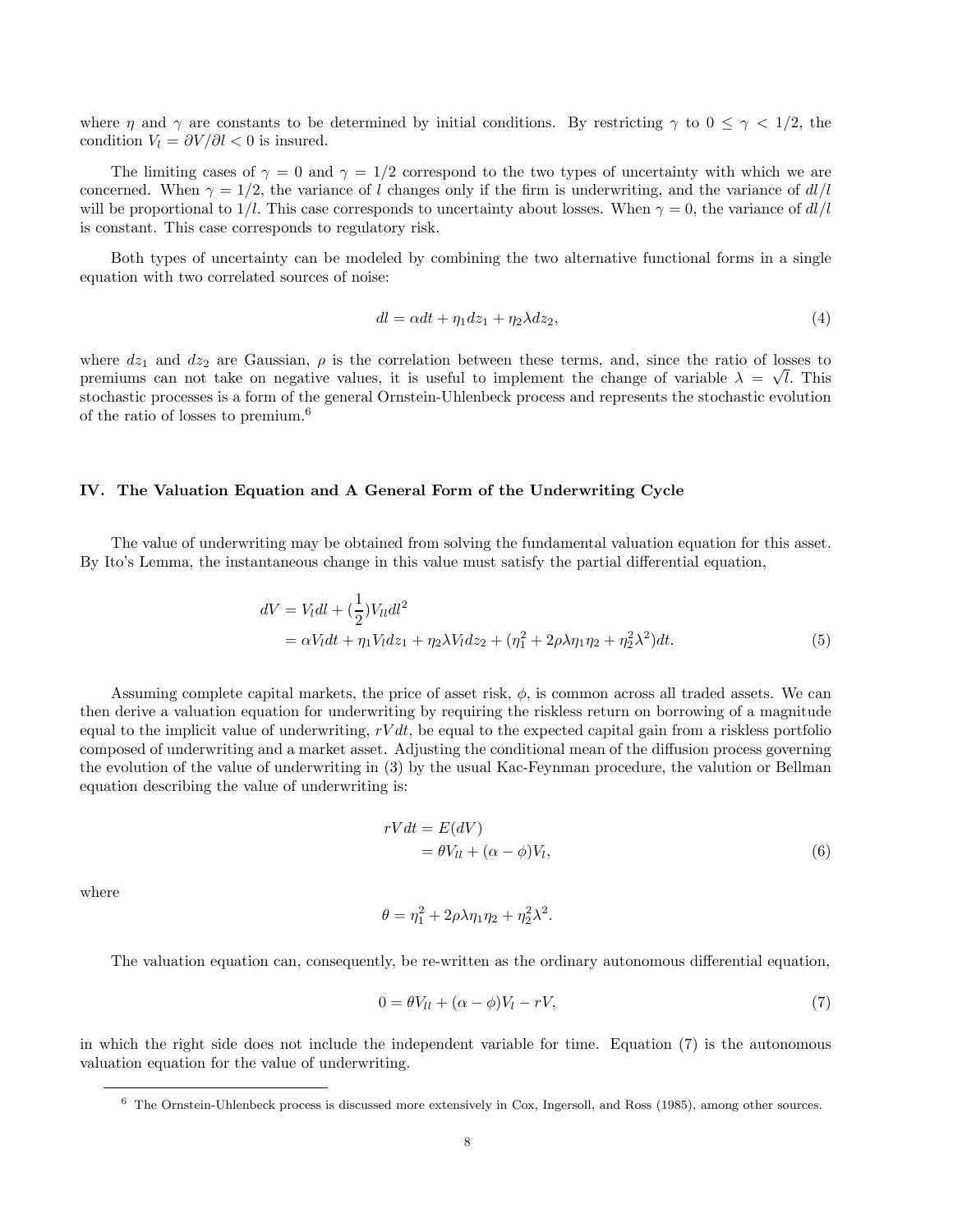where $\eta$ and $\gamma$ are constants to be determined by initial conditions. By restricting $\gamma$ to $0 \leq \gamma < 1/2$, the condition $V_l = \partial V/\partial l < 0$ is insured.

The limiting cases of $\gamma = 0$ and $\gamma = 1/2$ correspond to the two types of uncertainty with which we are concerned. When $\gamma = 1/2$, the variance of $l$ changes only if the firm is underwriting, and the variance of $dl/l$ will be proportional to $1/l$. This case corresponds to uncertainty about losses. When $\gamma = 0$, the variance of $dl/l$ is constant. This case corresponds to regulatory risk.

Both types of uncertainty can be modeled by combining the two alternative functional forms in a single equation with two correlated sources of noise:

$$dl = \alpha dt + \eta_1 dz_1 + \eta_2 \lambda dz_2, \tag{4}$$

where $dz_1$ and $dz_2$ are Gaussian, $\rho$ is the correlation between these terms, and, since the ratio of losses to premiums can not take on negative values, it is useful to implement the change of variable $\lambda = \sqrt{l}$. This stochastic processes is a form of the general Ornstein-Uhlenbeck process and represents the stochastic evolution of the ratio of losses to premium.[6]

### IV. The Valuation Equation and A General Form of the Underwriting Cycle

The value of underwriting may be obtained from solving the fundamental valuation equation for this asset. By Ito's Lemma, the instantaneous change in this value must satisfy the partial differential equation,

$$\begin{aligned} dV &= V_l dl + (\frac{1}{2})V_{ll} dl^2 \\ &= \alpha V_l dt + \eta_1 V_l dz_1 + \eta_2 \lambda V_l dz_2 + (\eta_1^2 + 2\rho\lambda\eta_1\eta_2 + \eta_2^2\lambda^2)dt. \end{aligned} \tag{5}$$

Assuming complete capital markets, the price of asset risk, $\phi$, is common across all traded assets. We can then derive a valuation equation for underwriting by requiring the riskless return on borrowing of a magnitude equal to the implicit value of underwriting, $rV dt$, be equal to the expected capital gain from a riskless portfolio composed of underwriting and a market asset. Adjusting the conditional mean of the diffusion process governing the evolution of the value of underwriting in (3) by the usual Kac-Feynman procedure, the valution or Bellman equation describing the value of underwriting is:

$$\begin{aligned} rV dt &= E(dV) \\ &= \theta V_{ll} + (\alpha - \phi)V_l, \end{aligned} \tag{6}$$

where

$$\theta = \eta_1^2 + 2\rho\lambda\eta_1\eta_2 + \eta_2^2\lambda^2.$$

The valuation equation can, consequently, be re-written as the ordinary autonomous differential equation,

$$0 = \theta V_{ll} + (\alpha - \phi)V_l - rV, \tag{7}$$

in which the right side does not include the independent variable for time. Equation (7) is the autonomous valuation equation for the value of underwriting.

---

[6] The Ornstein-Uhlenbeck process is discussed more extensively in Cox, Ingersoll, and Ross (1985), among other sources.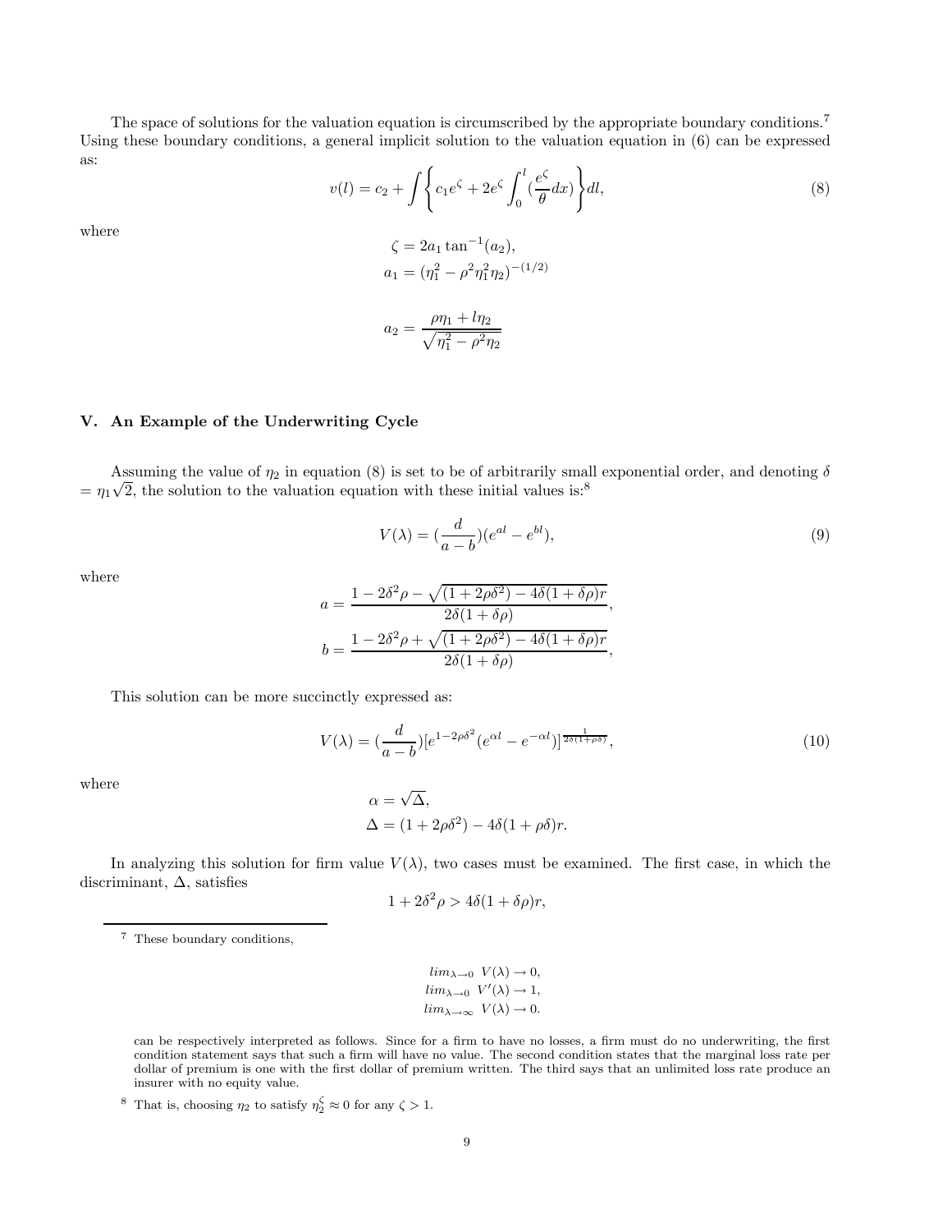The space of solutions for the valuation equation is circumscribed by the appropriate boundary conditions.[7] Using these boundary conditions, a general implicit solution to the valuation equation in (6) can be expressed as:

$$v(l) = c_2 + \int \left\{ c_1 e^{\zeta} + 2e^{\zeta} \int_0^l \left(\frac{e^{\zeta}}{\theta} dx\right) \right\} dl, \tag{8}$$

where

$$\zeta = 2a_1 \tan^{-1}(a_2),$$
$$a_1 = (\eta_1^2 - \rho^2 \eta_1^2 \eta_2)^{-(1/2)}$$

$$a_2 = \frac{\rho \eta_1 + l \eta_2}{\sqrt{\eta_1^2 - \rho^2 \eta_2}}$$

## V. An Example of the Underwriting Cycle

Assuming the value of $\eta_2$ in equation (8) is set to be of arbitrarily small exponential order, and denoting $\delta = \eta_1 \sqrt{2}$, the solution to the valuation equation with these initial values is:[8]

$$V(\lambda) = \left(\frac{d}{a-b}\right)(e^{al} - e^{bl}), \tag{9}$$

where

$$a = \frac{1 - 2\delta^2 \rho - \sqrt{(1 + 2\rho\delta^2) - 4\delta(1 + \delta\rho)r}}{2\delta(1 + \delta\rho)},$$

$$b = \frac{1 - 2\delta^2 \rho + \sqrt{(1 + 2\rho\delta^2) - 4\delta(1 + \delta\rho)r}}{2\delta(1 + \delta\rho)},$$

This solution can be more succinctly expressed as:

$$V(\lambda) = \left(\frac{d}{a-b}\right)[e^{1-2\rho\delta^2}(e^{\alpha l} - e^{-\alpha l})]^{\frac{1}{2\delta(1+\rho\delta)}}, \tag{10}$$

where

$$\alpha = \sqrt{\Delta},$$
$$\Delta = (1 + 2\rho\delta^2) - 4\delta(1 + \rho\delta)r.$$

In analyzing this solution for firm value $V(\lambda)$, two cases must be examined. The first case, in which the discriminant, $\Delta$, satisfies

$$1 + 2\delta^2 \rho > 4\delta(1 + \delta\rho)r,$$

---

[7] These boundary conditions,

$$lim_{\lambda \to 0} \; V(\lambda) \to 0,$$
$$lim_{\lambda \to 0} \; V'(\lambda) \to 1,$$
$$lim_{\lambda \to \infty} \; V(\lambda) \to 0.$$

can be respectively interpreted as follows. Since for a firm to have no losses, a firm must do no underwriting, the first condition statement says that such a firm will have no value. The second condition states that the marginal loss rate per dollar of premium is one with the first dollar of premium written. The third says that an unlimited loss rate produce an insurer with no equity value.

[8] That is, choosing $\eta_2$ to satisfy $\eta_2^{\zeta} \approx 0$ for any $\zeta > 1$.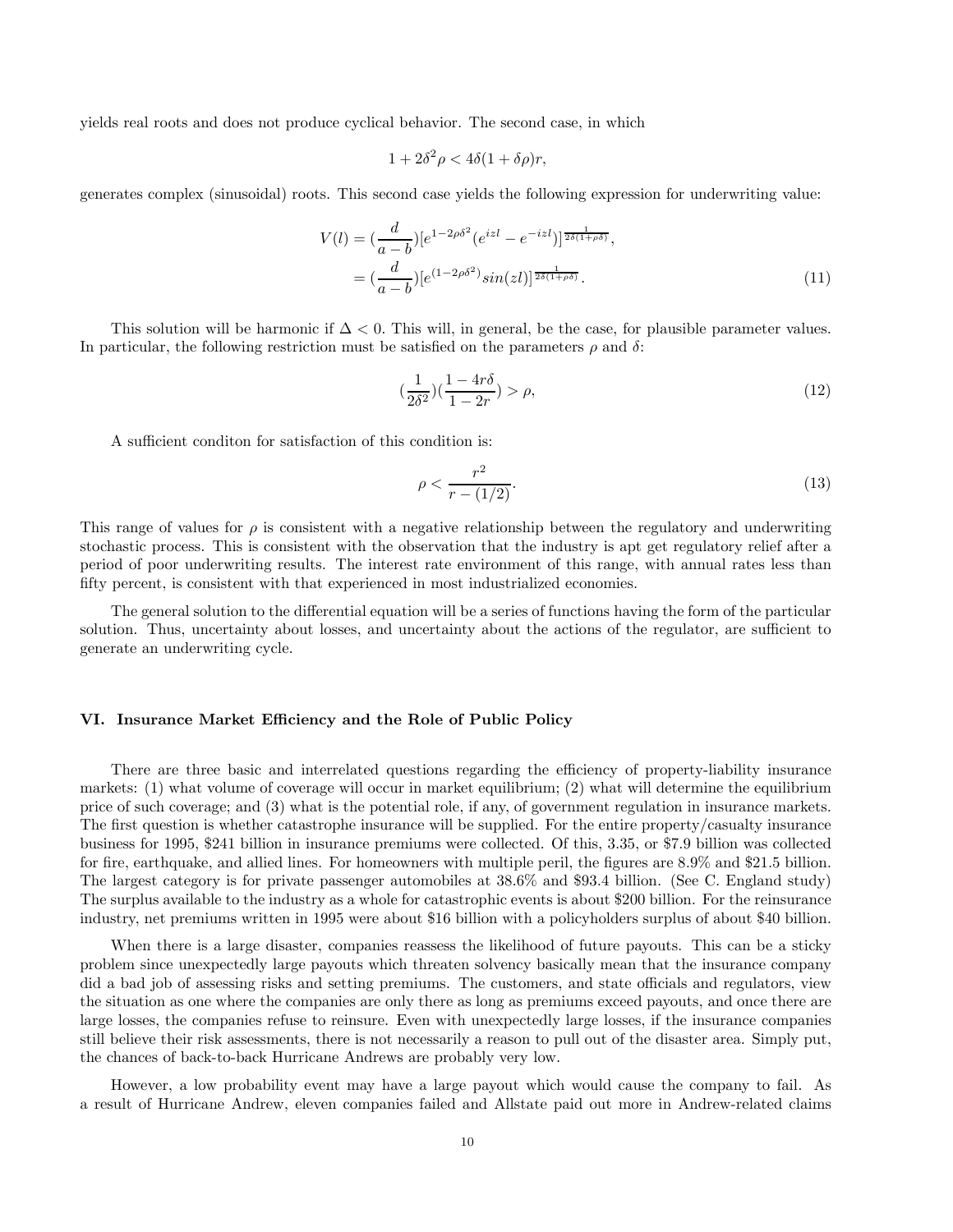yields real roots and does not produce cyclical behavior. The second case, in which

$$1 + 2\delta^2\rho < 4\delta(1 + \delta\rho)r,$$

generates complex (sinusoidal) roots. This second case yields the following expression for underwriting value:

$$\begin{aligned} V(l) &= (\frac{d}{a-b})[e^{1-2\rho\delta^2}(e^{izl} - e^{-izl})]^{\frac{1}{2\delta(1+\rho\delta)}}, \\ &= (\frac{d}{a-b})[e^{(1-2\rho\delta^2)} sin(zl)]^{\frac{1}{2\delta(1+\rho\delta)}}. \end{aligned} \tag{11}$$

This solution will be harmonic if $\Delta < 0$. This will, in general, be the case, for plausible parameter values. In particular, the following restriction must be satisfied on the parameters $\rho$ and $\delta$:

$$(\frac{1}{2\delta^2})(\frac{1-4r\delta}{1-2r}) > \rho, \tag{12}$$

A sufficient conditon for satisfaction of this condition is:

$$\rho < \frac{r^2}{r-(1/2)}. \tag{13}$$

This range of values for $\rho$ is consistent with a negative relationship between the regulatory and underwriting stochastic process. This is consistent with the observation that the industry is apt get regulatory relief after a period of poor underwriting results. The interest rate environment of this range, with annual rates less than fifty percent, is consistent with that experienced in most industrialized economies.

The general solution to the differential equation will be a series of functions having the form of the particular solution. Thus, uncertainty about losses, and uncertainty about the actions of the regulator, are sufficient to generate an underwriting cycle.

## VI. Insurance Market Efficiency and the Role of Public Policy

There are three basic and interrelated questions regarding the efficiency of property-liability insurance markets: (1) what volume of coverage will occur in market equilibrium; (2) what will determine the equilibrium price of such coverage; and (3) what is the potential role, if any, of government regulation in insurance markets. The first question is whether catastrophe insurance will be supplied. For the entire property/casualty insurance business for 1995, \$241 billion in insurance premiums were collected. Of this, 3.35, or \$7.9 billion was collected for fire, earthquake, and allied lines. For homeowners with multiple peril, the figures are 8.9% and \$21.5 billion. The largest category is for private passenger automobiles at 38.6% and \$93.4 billion. (See C. England study) The surplus available to the industry as a whole for catastrophic events is about \$200 billion. For the reinsurance industry, net premiums written in 1995 were about \$16 billion with a policyholders surplus of about \$40 billion.

When there is a large disaster, companies reassess the likelihood of future payouts. This can be a sticky problem since unexpectedly large payouts which threaten solvency basically mean that the insurance company did a bad job of assessing risks and setting premiums. The customers, and state officials and regulators, view the situation as one where the companies are only there as long as premiums exceed payouts, and once there are large losses, the companies refuse to reinsure. Even with unexpectedly large losses, if the insurance companies still believe their risk assessments, there is not necessarily a reason to pull out of the disaster area. Simply put, the chances of back-to-back Hurricane Andrews are probably very low.

However, a low probability event may have a large payout which would cause the company to fail. As a result of Hurricane Andrew, eleven companies failed and Allstate paid out more in Andrew-related claims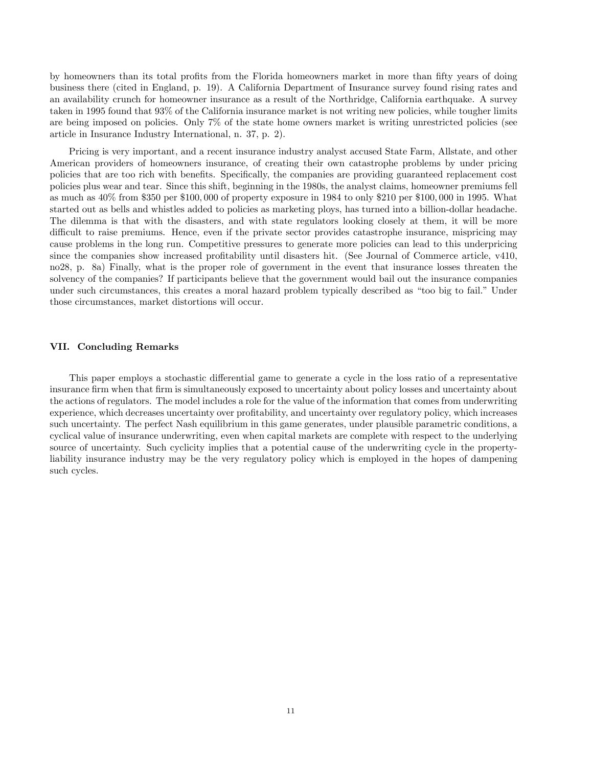by homeowners than its total profits from the Florida homeowners market in more than fifty years of doing business there (cited in England, p. 19). A California Department of Insurance survey found rising rates and an availability crunch for homeowner insurance as a result of the Northridge, California earthquake. A survey taken in 1995 found that 93% of the California insurance market is not writing new policies, while tougher limits are being imposed on policies. Only 7% of the state home owners market is writing unrestricted policies (see article in Insurance Industry International, n. 37, p. 2).

Pricing is very important, and a recent insurance industry analyst accused State Farm, Allstate, and other American providers of homeowners insurance, of creating their own catastrophe problems by under pricing policies that are too rich with benefits. Specifically, the companies are providing guaranteed replacement cost policies plus wear and tear. Since this shift, beginning in the 1980s, the analyst claims, homeowner premiums fell as much as 40% from \$350 per \$100,000 of property exposure in 1984 to only \$210 per \$100,000 in 1995. What started out as bells and whistles added to policies as marketing ploys, has turned into a billion-dollar headache. The dilemma is that with the disasters, and with state regulators looking closely at them, it will be more difficult to raise premiums. Hence, even if the private sector provides catastrophe insurance, mispricing may cause problems in the long run. Competitive pressures to generate more policies can lead to this underpricing since the companies show increased profitability until disasters hit. (See Journal of Commerce article, v410, no28, p. 8a) Finally, what is the proper role of government in the event that insurance losses threaten the solvency of the companies? If participants believe that the government would bail out the insurance companies under such circumstances, this creates a moral hazard problem typically described as "too big to fail." Under those circumstances, market distortions will occur.

### VII. Concluding Remarks

This paper employs a stochastic differential game to generate a cycle in the loss ratio of a representative insurance firm when that firm is simultaneously exposed to uncertainty about policy losses and uncertainty about the actions of regulators. The model includes a role for the value of the information that comes from underwriting experience, which decreases uncertainty over profitability, and uncertainty over regulatory policy, which increases such uncertainty. The perfect Nash equilibrium in this game generates, under plausible parametric conditions, a cyclical value of insurance underwriting, even when capital markets are complete with respect to the underlying source of uncertainty. Such cyclicity implies that a potential cause of the underwriting cycle in the property-liability insurance industry may be the very regulatory policy which is employed in the hopes of dampening such cycles.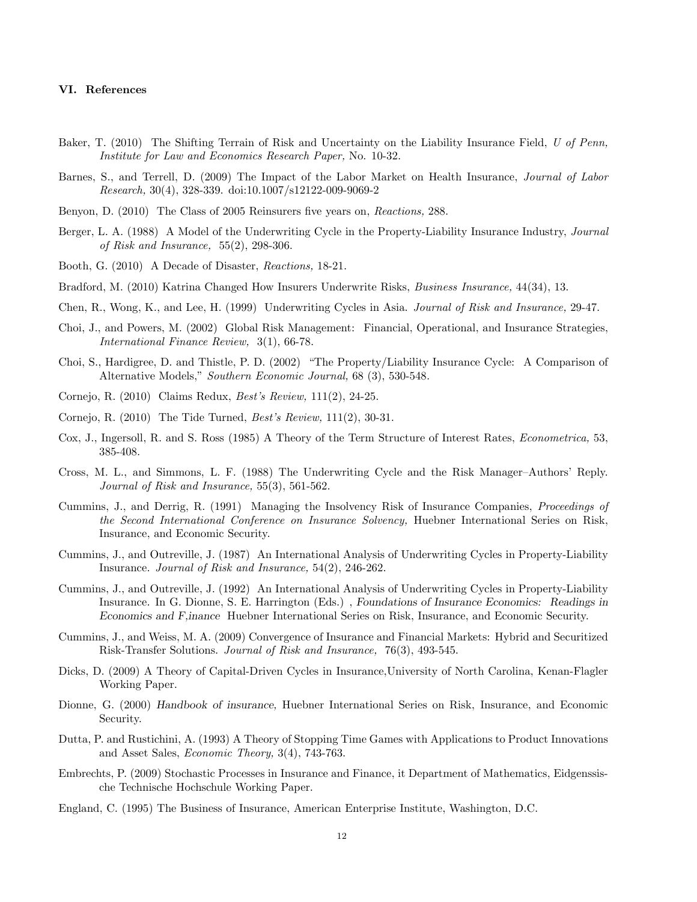## VI. References

Baker, T. (2010) The Shifting Terrain of Risk and Uncertainty on the Liability Insurance Field, *U of Penn, Institute for Law and Economics Research Paper,* No. 10-32.

Barnes, S., and Terrell, D. (2009) The Impact of the Labor Market on Health Insurance, *Journal of Labor Research,* 30(4), 328-339. doi:10.1007/s12122-009-9069-2

Benyon, D. (2010) The Class of 2005 Reinsurers five years on, *Reactions,* 288.

Berger, L. A. (1988) A Model of the Underwriting Cycle in the Property-Liability Insurance Industry, *Journal of Risk and Insurance,* 55(2), 298-306.

Booth, G. (2010) A Decade of Disaster, *Reactions,* 18-21.

Bradford, M. (2010) Katrina Changed How Insurers Underwrite Risks, *Business Insurance,* 44(34), 13.

Chen, R., Wong, K., and Lee, H. (1999) Underwriting Cycles in Asia. *Journal of Risk and Insurance,* 29-47.

Choi, J., and Powers, M. (2002) Global Risk Management: Financial, Operational, and Insurance Strategies, *International Finance Review,* 3(1), 66-78.

Choi, S., Hardigree, D. and Thistle, P. D. (2002) "The Property/Liability Insurance Cycle: A Comparison of Alternative Models," *Southern Economic Journal,* 68 (3), 530-548.

Cornejo, R. (2010) Claims Redux, *Best's Review,* 111(2), 24-25.

Cornejo, R. (2010) The Tide Turned, *Best's Review,* 111(2), 30-31.

Cox, J., Ingersoll, R. and S. Ross (1985) A Theory of the Term Structure of Interest Rates, *Econometrica,* 53, 385-408.

Cross, M. L., and Simmons, L. F. (1988) The Underwriting Cycle and the Risk Manager–Authors' Reply. *Journal of Risk and Insurance,* 55(3), 561-562.

Cummins, J., and Derrig, R. (1991) Managing the Insolvency Risk of Insurance Companies, *Proceedings of the Second International Conference on Insurance Solvency,* Huebner International Series on Risk, Insurance, and Economic Security.

Cummins, J., and Outreville, J. (1987) An International Analysis of Underwriting Cycles in Property-Liability Insurance. *Journal of Risk and Insurance,* 54(2), 246-262.

Cummins, J., and Outreville, J. (1992) An International Analysis of Underwriting Cycles in Property-Liability Insurance. In G. Dionne, S. E. Harrington (Eds.) , *Foundations of Insurance Economics: Readings in Economics and F,inance* Huebner International Series on Risk, Insurance, and Economic Security.

Cummins, J., and Weiss, M. A. (2009) Convergence of Insurance and Financial Markets: Hybrid and Securitized Risk-Transfer Solutions. *Journal of Risk and Insurance,* 76(3), 493-545.

Dicks, D. (2009) A Theory of Capital-Driven Cycles in Insurance,University of North Carolina, Kenan-Flagler Working Paper.

Dionne, G. (2000) *Handbook of insurance,* Huebner International Series on Risk, Insurance, and Economic Security.

Dutta, P. and Rustichini, A. (1993) A Theory of Stopping Time Games with Applications to Product Innovations and Asset Sales, *Economic Theory,* 3(4), 743-763.

Embrechts, P. (2009) Stochastic Processes in Insurance and Finance, it Department of Mathematics, Eidgenssische Technische Hochschule Working Paper.

England, C. (1995) The Business of Insurance, American Enterprise Institute, Washington, D.C.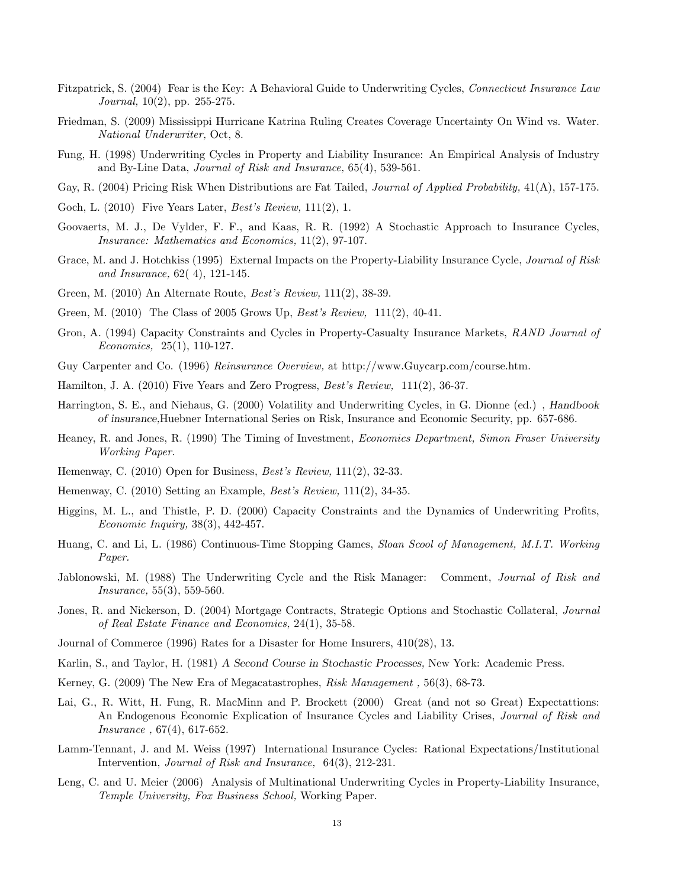Fitzpatrick, S. (2004) Fear is the Key: A Behavioral Guide to Underwriting Cycles, *Connecticut Insurance Law Journal*, 10(2), pp. 255-275.

Friedman, S. (2009) Mississippi Hurricane Katrina Ruling Creates Coverage Uncertainty On Wind vs. Water. *National Underwriter*, Oct, 8.

Fung, H. (1998) Underwriting Cycles in Property and Liability Insurance: An Empirical Analysis of Industry and By-Line Data, *Journal of Risk and Insurance,* 65(4), 539-561.

Gay, R. (2004) Pricing Risk When Distributions are Fat Tailed, *Journal of Applied Probability,* 41(A), 157-175.

Goch, L. (2010) Five Years Later, *Best's Review,* 111(2), 1.

Goovaerts, M. J., De Vylder, F. F., and Kaas, R. R. (1992) A Stochastic Approach to Insurance Cycles, *Insurance: Mathematics and Economics,* 11(2), 97-107.

Grace, M. and J. Hotchkiss (1995) External Impacts on the Property-Liability Insurance Cycle, *Journal of Risk and Insurance,* 62( 4), 121-145.

Green, M. (2010) An Alternate Route, *Best's Review,* 111(2), 38-39.

Green, M. (2010) The Class of 2005 Grows Up, *Best's Review,* 111(2), 40-41.

Gron, A. (1994) Capacity Constraints and Cycles in Property-Casualty Insurance Markets, *RAND Journal of Economics,* 25(1), 110-127.

Guy Carpenter and Co. (1996) *Reinsurance Overview,* at http://www.Guycarp.com/course.htm.

Hamilton, J. A. (2010) Five Years and Zero Progress, *Best's Review,* 111(2), 36-37.

Harrington, S. E., and Niehaus, G. (2000) Volatility and Underwriting Cycles, in G. Dionne (ed.) , *Handbook of insurance,*Huebner International Series on Risk, Insurance and Economic Security, pp. 657-686.

Heaney, R. and Jones, R. (1990) The Timing of Investment, *Economics Department, Simon Fraser University Working Paper.*

Hemenway, C. (2010) Open for Business, *Best's Review,* 111(2), 32-33.

Hemenway, C. (2010) Setting an Example, *Best's Review,* 111(2), 34-35.

Higgins, M. L., and Thistle, P. D. (2000) Capacity Constraints and the Dynamics of Underwriting Profits, *Economic Inquiry,* 38(3), 442-457.

Huang, C. and Li, L. (1986) Continuous-Time Stopping Games, *Sloan Scool of Management, M.I.T. Working Paper.*

Jablonowski, M. (1988) The Underwriting Cycle and the Risk Manager: Comment, *Journal of Risk and Insurance,* 55(3), 559-560.

Jones, R. and Nickerson, D. (2004) Mortgage Contracts, Strategic Options and Stochastic Collateral, *Journal of Real Estate Finance and Economics,* 24(1), 35-58.

Journal of Commerce (1996) Rates for a Disaster for Home Insurers, 410(28), 13.

Karlin, S., and Taylor, H. (1981) *A Second Course in Stochastic Processes,* New York: Academic Press.

Kerney, G. (2009) The New Era of Megacatastrophes, *Risk Management ,* 56(3), 68-73.

Lai, G., R. Witt, H. Fung, R. MacMinn and P. Brockett (2000) Great (and not so Great) Expectattions: An Endogenous Economic Explication of Insurance Cycles and Liability Crises, *Journal of Risk and Insurance ,* 67(4), 617-652.

Lamm-Tennant, J. and M. Weiss (1997) International Insurance Cycles: Rational Expectations/Institutional Intervention, *Journal of Risk and Insurance,* 64(3), 212-231.

Leng, C. and U. Meier (2006) Analysis of Multinational Underwriting Cycles in Property-Liability Insurance, *Temple University, Fox Business School,* Working Paper.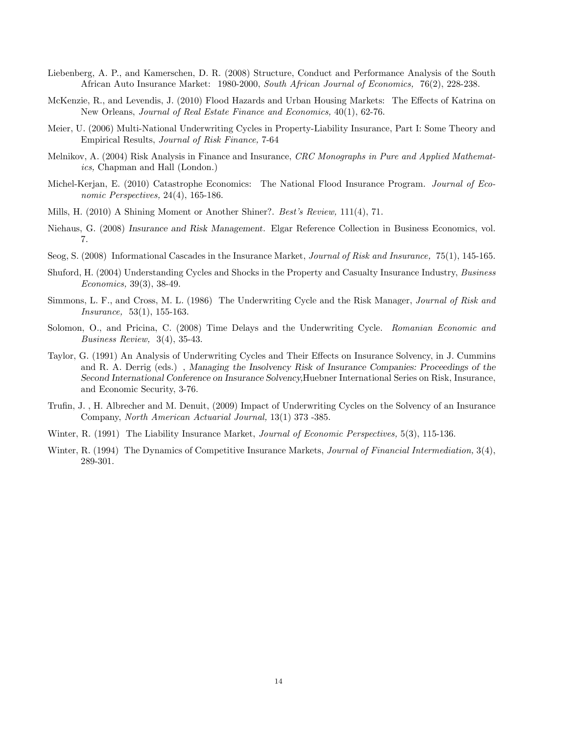Liebenberg, A. P., and Kamerschen, D. R. (2008) Structure, Conduct and Performance Analysis of the South African Auto Insurance Market: 1980-2000, *South African Journal of Economics,* 76(2), 228-238.

McKenzie, R., and Levendis, J. (2010) Flood Hazards and Urban Housing Markets: The Effects of Katrina on New Orleans, *Journal of Real Estate Finance and Economics,* 40(1), 62-76.

Meier, U. (2006) Multi-National Underwriting Cycles in Property-Liability Insurance, Part I: Some Theory and Empirical Results, *Journal of Risk Finance,* 7-64

Melnikov, A. (2004) Risk Analysis in Finance and Insurance, *CRC Monographs in Pure and Applied Mathematics,* Chapman and Hall (London.)

Michel-Kerjan, E. (2010) Catastrophe Economics: The National Flood Insurance Program. *Journal of Economic Perspectives,* 24(4), 165-186.

Mills, H. (2010) A Shining Moment or Another Shiner?. *Best's Review,* 111(4), 71.

Niehaus, G. (2008) *Insurance and Risk Management.* Elgar Reference Collection in Business Economics, vol. 7.

Seog, S. (2008) Informational Cascades in the Insurance Market, *Journal of Risk and Insurance,* 75(1), 145-165.

Shuford, H. (2004) Understanding Cycles and Shocks in the Property and Casualty Insurance Industry, *Business Economics,* 39(3), 38-49.

Simmons, L. F., and Cross, M. L. (1986) The Underwriting Cycle and the Risk Manager, *Journal of Risk and Insurance,* 53(1), 155-163.

Solomon, O., and Pricina, C. (2008) Time Delays and the Underwriting Cycle. *Romanian Economic and Business Review,* 3(4), 35-43.

Taylor, G. (1991) An Analysis of Underwriting Cycles and Their Effects on Insurance Solvency, in J. Cummins and R. A. Derrig (eds.) , *Managing the Insolvency Risk of Insurance Companies: Proceedings of the Second International Conference on Insurance Solvency,*Huebner International Series on Risk, Insurance, and Economic Security, 3-76.

Trufin, J. , H. Albrecher and M. Denuit, (2009) Impact of Underwriting Cycles on the Solvency of an Insurance Company, *North American Actuarial Journal,* 13(1) 373 -385.

Winter, R. (1991) The Liability Insurance Market, *Journal of Economic Perspectives,* 5(3), 115-136.

Winter, R. (1994) The Dynamics of Competitive Insurance Markets, *Journal of Financial Intermediation,* 3(4), 289-301.